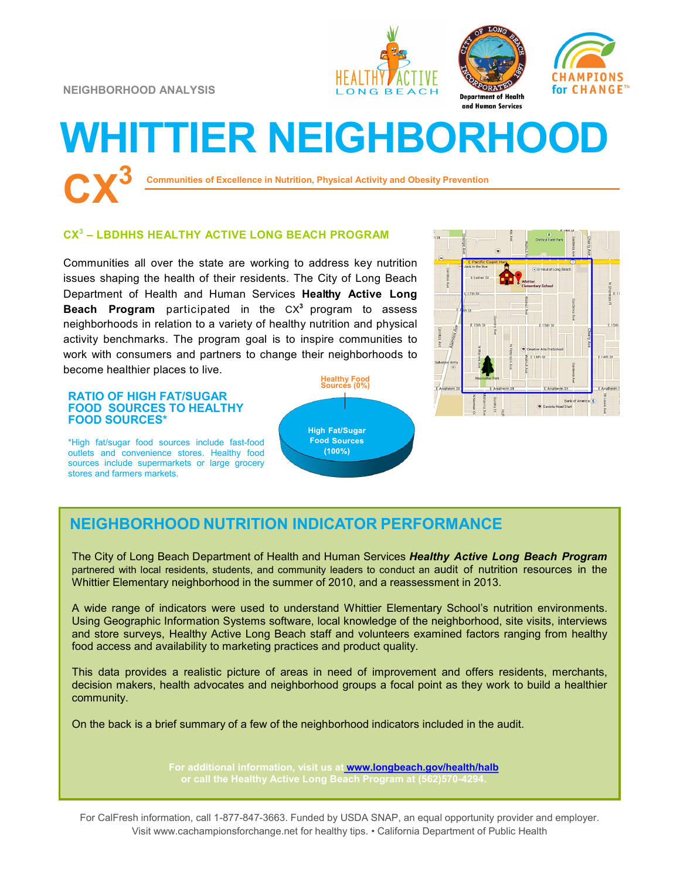NEIGHBORHOOD ANALYSIS

# WHITTIER NEIGHBORHOOD

## CX³ Communities of Excellence in Nutrition, Physical Activity and Obesity Prevention

### CX³ – LBDHHS HEALTHY ACTIVE LONG BEACH PROGRAM

Communities all over the state are working to address key nutrition issues shaping the health of their residents. The City of Long Beach Department of Health and Human Services **Healthy Active Long Beach Program** participated in the CX³ program to assess neighborhoods in relation to a variety of healthy nutrition and physical activity benchmarks. The program goal is to inspire communities to work with consumers and partners to change their neighborhoods to become healthier places to live.

### RATIO OF HIGH FAT/SUGAR FOOD SOURCES TO HEALTHY FOOD SOURCES*

*High fat/sugar food sources include fast-food outlets and convenience stores. Healthy food sources include supermarkets or large grocery stores and farmers markets.

Healthy Food Sources (0%)

High Fat/Sugar Food Sources (100%)

## NEIGHBORHOOD NUTRITION INDICATOR PERFORMANCE

The City of Long Beach Department of Health and Human Services ***Healthy Active Long Beach Program*** partnered with local residents, students, and community leaders to conduct an audit of nutrition resources in the Whittier Elementary neighborhood in the summer of 2010, and a reassessment in 2013.

A wide range of indicators were used to understand Whittier Elementary School's nutrition environments. Using Geographic Information Systems software, local knowledge of the neighborhood, site visits, interviews and store surveys, Healthy Active Long Beach staff and volunteers examined factors ranging from healthy food access and availability to marketing practices and product quality.

This data provides a realistic picture of areas in need of improvement and offers residents, merchants, decision makers, health advocates and neighborhood groups a focal point as they work to build a healthier community.

On the back is a brief summary of a few of the neighborhood indicators included in the audit.

**For additional information, visit us at www.longbeach.gov/health/halb or call the Healthy Active Long Beach Program at (562)570-4294.**

For CalFresh information, call 1-877-847-3663. Funded by USDA SNAP, an equal opportunity provider and employer. Visit www.cachampionsforchange.net for healthy tips. • California Department of Public Health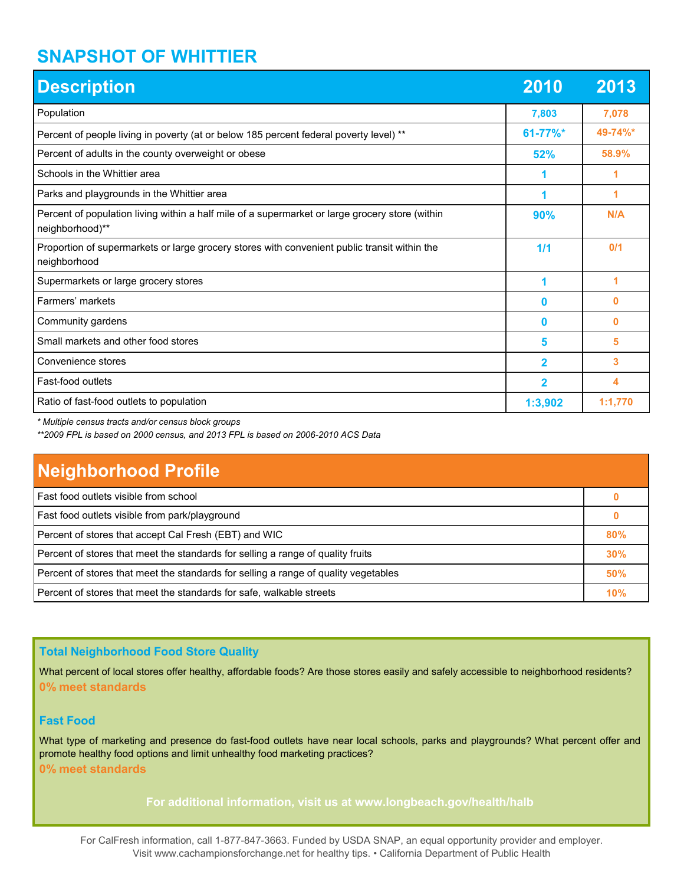# SNAPSHOT OF WHITTIER

| Description | 2010 | 2013 |
|---|---|---|
| Population | 7,803 | 7,078 |
| Percent of people living in poverty (at or below 185 percent federal poverty level) ** | 61-77%* | 49-74%* |
| Percent of adults in the county overweight or obese | 52% | 58.9% |
| Schools in the Whittier area | 1 | 1 |
| Parks and playgrounds in the Whittier area | 1 | 1 |
| Percent of population living within a half mile of a supermarket or large grocery store (within neighborhood)** | 90% | N/A |
| Proportion of supermarkets or large grocery stores with convenient public transit within the neighborhood | 1/1 | 0/1 |
| Supermarkets or large grocery stores | 1 | 1 |
| Farmers' markets | 0 | 0 |
| Community gardens | 0 | 0 |
| Small markets and other food stores | 5 | 5 |
| Convenience stores | 2 | 3 |
| Fast-food outlets | 2 | 4 |
| Ratio of fast-food outlets to population | 1:3,902 | 1:1,770 |

*\* Multiple census tracts and/or census block groups*

*\*\*2009 FPL is based on 2000 census, and 2013 FPL is based on 2006-2010 ACS Data*

## Neighborhood Profile

| | |
|---|---|
| Fast food outlets visible from school | 0 |
| Fast food outlets visible from park/playground | 0 |
| Percent of stores that accept Cal Fresh (EBT) and WIC | 80% |
| Percent of stores that meet the standards for selling a range of quality fruits | 30% |
| Percent of stores that meet the standards for selling a range of quality vegetables | 50% |
| Percent of stores that meet the standards for safe, walkable streets | 10% |

### Total Neighborhood Food Store Quality

What percent of local stores offer healthy, affordable foods? Are those stores easily and safely accessible to neighborhood residents?

**0% meet standards**

### Fast Food

What type of marketing and presence do fast-food outlets have near local schools, parks and playgrounds? What percent offer and promote healthy food options and limit unhealthy food marketing practices?

**0% meet standards**

**For additional information, visit us at www.longbeach.gov/health/halb**

For CalFresh information, call 1-877-847-3663. Funded by USDA SNAP, an equal opportunity provider and employer. Visit www.cachampionsforchange.net for healthy tips. • California Department of Public Health